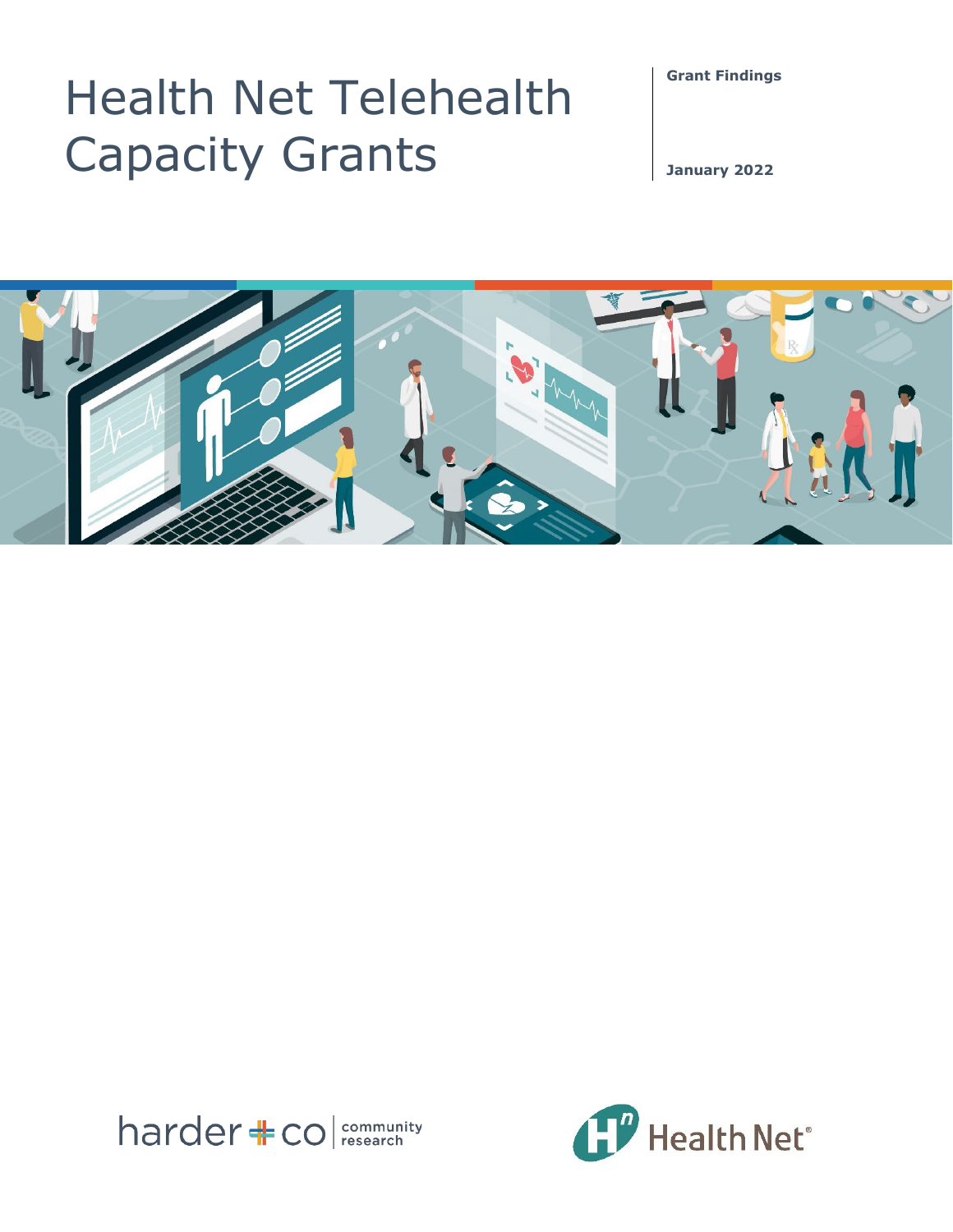# Health Net Telehealth Capacity Grants

**Grant Findings**

**January 2022**

harder + co | community research

Health Net®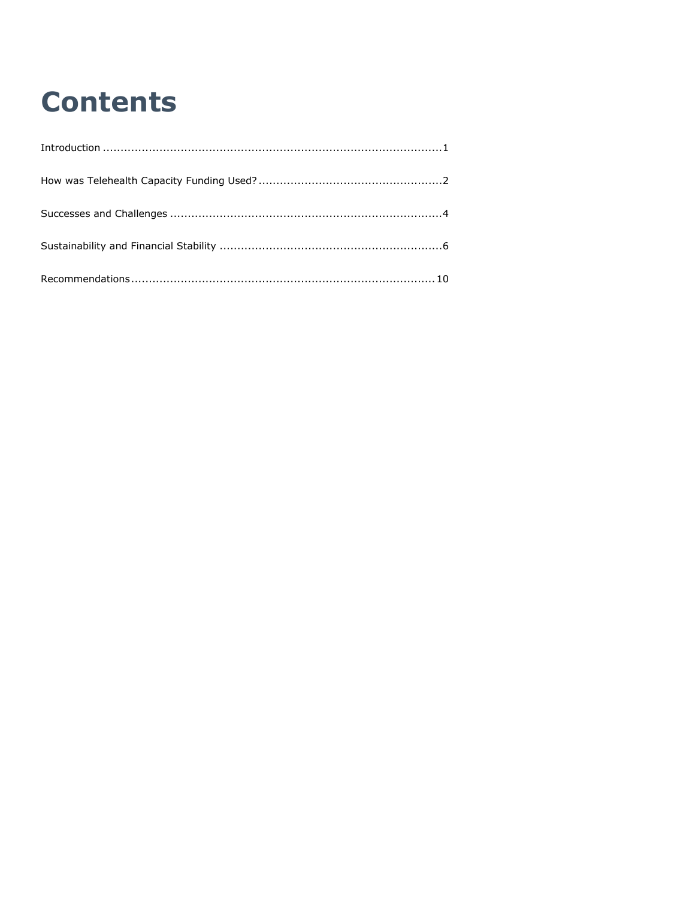# Contents

Introduction ............................................................................................1

How was Telehealth Capacity Funding Used? ....................................................2

Successes and Challenges ..........................................................................4

Sustainability and Financial Stability ...............................................................6

Recommendations....................................................................................10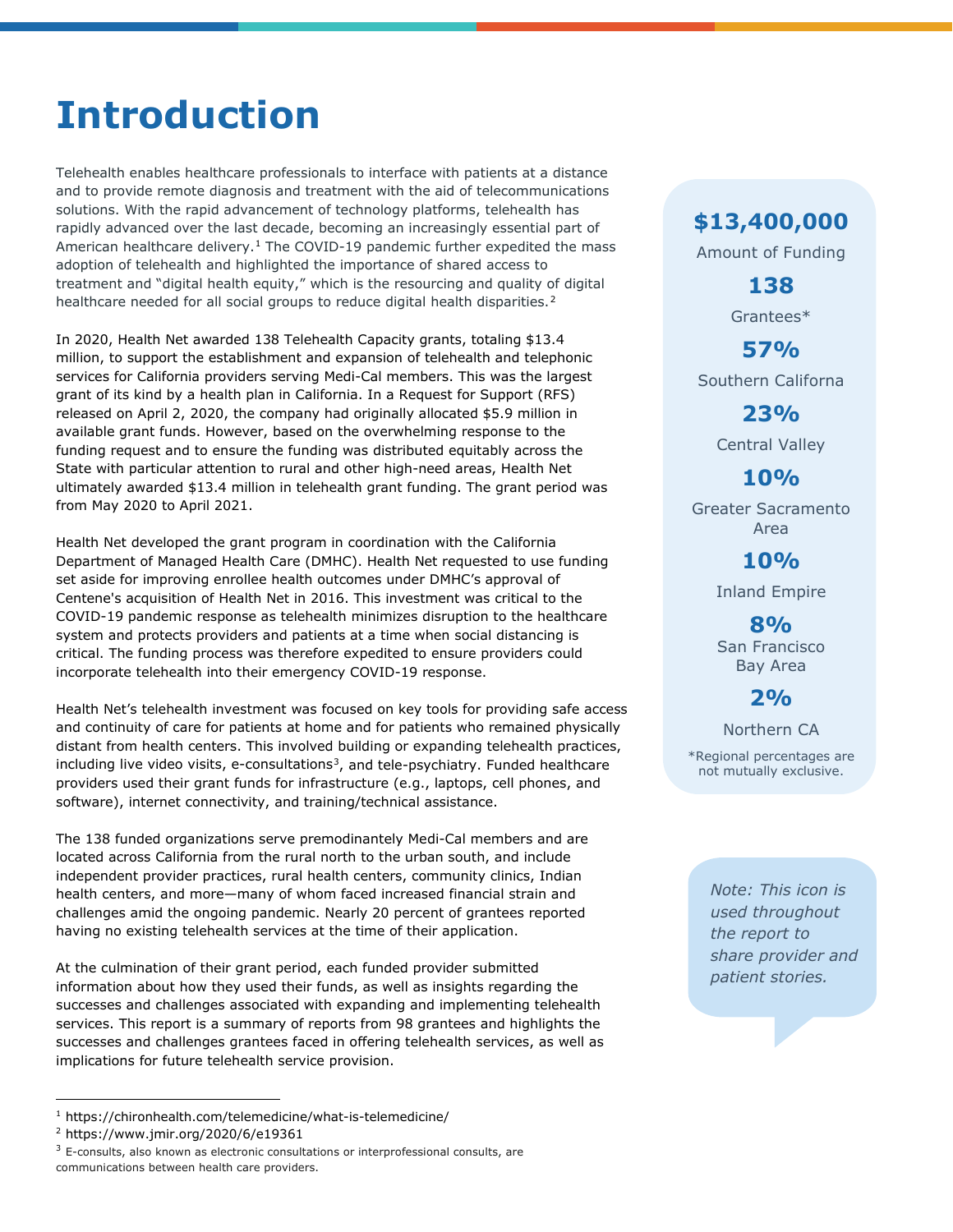# Introduction

Telehealth enables healthcare professionals to interface with patients at a distance and to provide remote diagnosis and treatment with the aid of telecommunications solutions. With the rapid advancement of technology platforms, telehealth has rapidly advanced over the last decade, becoming an increasingly essential part of American healthcare delivery.[1] The COVID-19 pandemic further expedited the mass adoption of telehealth and highlighted the importance of shared access to treatment and "digital health equity," which is the resourcing and quality of digital healthcare needed for all social groups to reduce digital health disparities.[2]

In 2020, Health Net awarded 138 Telehealth Capacity grants, totaling $13.4 million, to support the establishment and expansion of telehealth and telephonic services for California providers serving Medi-Cal members. This was the largest grant of its kind by a health plan in California. In a Request for Support (RFS) released on April 2, 2020, the company had originally allocated $5.9 million in available grant funds. However, based on the overwhelming response to the funding request and to ensure the funding was distributed equitably across the State with particular attention to rural and other high-need areas, Health Net ultimately awarded $13.4 million in telehealth grant funding. The grant period was from May 2020 to April 2021.

Health Net developed the grant program in coordination with the California Department of Managed Health Care (DMHC). Health Net requested to use funding set aside for improving enrollee health outcomes under DMHC's approval of Centene's acquisition of Health Net in 2016. This investment was critical to the COVID-19 pandemic response as telehealth minimizes disruption to the healthcare system and protects providers and patients at a time when social distancing is critical. The funding process was therefore expedited to ensure providers could incorporate telehealth into their emergency COVID-19 response.

Health Net's telehealth investment was focused on key tools for providing safe access and continuity of care for patients at home and for patients who remained physically distant from health centers. This involved building or expanding telehealth practices, including live video visits, e-consultations[3], and tele-psychiatry. Funded healthcare providers used their grant funds for infrastructure (e.g., laptops, cell phones, and software), internet connectivity, and training/technical assistance.

The 138 funded organizations serve premodinantely Medi-Cal members and are located across California from the rural north to the urban south, and include independent provider practices, rural health centers, community clinics, Indian health centers, and more—many of whom faced increased financial strain and challenges amid the ongoing pandemic. Nearly 20 percent of grantees reported having no existing telehealth services at the time of their application.

At the culmination of their grant period, each funded provider submitted information about how they used their funds, as well as insights regarding the successes and challenges associated with expanding and implementing telehealth services. This report is a summary of reports from 98 grantees and highlights the successes and challenges grantees faced in offering telehealth services, as well as implications for future telehealth service provision.

**$13,400,000**
Amount of Funding

**138**
Grantees*

**57%**
Southern Californa

**23%**
Central Valley

**10%**
Greater Sacramento Area

**10%**
Inland Empire

**8%**
San Francisco Bay Area

**2%**
Northern CA

*Regional percentages are not mutually exclusive.

*Note: This icon is used throughout the report to share provider and patient stories.*

---

[1] https://chironhealth.com/telemedicine/what-is-telemedicine/

[2] https://www.jmir.org/2020/6/e19361

[3] E-consults, also known as electronic consultations or interprofessional consults, are communications between health care providers.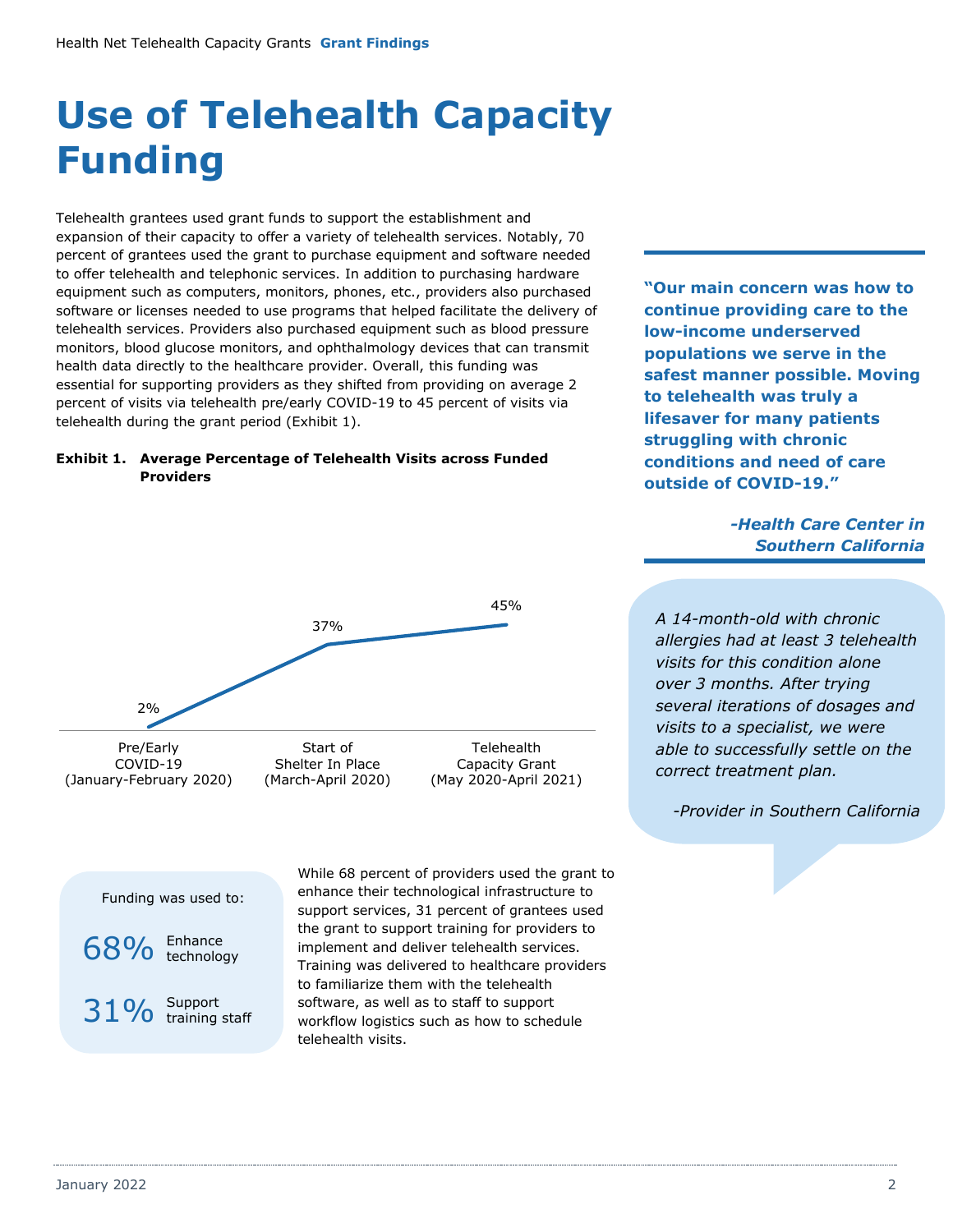# Use of Telehealth Capacity Funding

Telehealth grantees used grant funds to support the establishment and expansion of their capacity to offer a variety of telehealth services. Notably, 70 percent of grantees used the grant to purchase equipment and software needed to offer telehealth and telephonic services. In addition to purchasing hardware equipment such as computers, monitors, phones, etc., providers also purchased software or licenses needed to use programs that helped facilitate the delivery of telehealth services. Providers also purchased equipment such as blood pressure monitors, blood glucose monitors, and ophthalmology devices that can transmit health data directly to the healthcare provider. Overall, this funding was essential for supporting providers as they shifted from providing on average 2 percent of visits via telehealth pre/early COVID-19 to 45 percent of visits via telehealth during the grant period (Exhibit 1).

**"Our main concern was how to continue providing care to the low-income underserved populations we serve in the safest manner possible. Moving to telehealth was truly a lifesaver for many patients struggling with chronic conditions and need of care outside of COVID-19."**

***-Health Care Center in Southern California***

**Exhibit 1. Average Percentage of Telehealth Visits across Funded Providers**

| Period | Average Percentage of Telehealth Visits |
|---|---|
| Pre/Early COVID-19 (January-February 2020) | 2% |
| Start of Shelter In Place (March-April 2020) | 37% |
| Telehealth Capacity Grant (May 2020-April 2021) | 45% |

*A 14-month-old with chronic allergies had at least 3 telehealth visits for this condition alone over 3 months. After trying several iterations of dosages and visits to a specialist, we were able to successfully settle on the correct treatment plan.*

*-Provider in Southern California*

Funding was used to:

- 68% Enhance technology
- 31% Support training staff

While 68 percent of providers used the grant to enhance their technological infrastructure to support services, 31 percent of grantees used the grant to support training for providers to implement and deliver telehealth services. Training was delivered to healthcare providers to familiarize them with the telehealth software, as well as to staff to support workflow logistics such as how to schedule telehealth visits.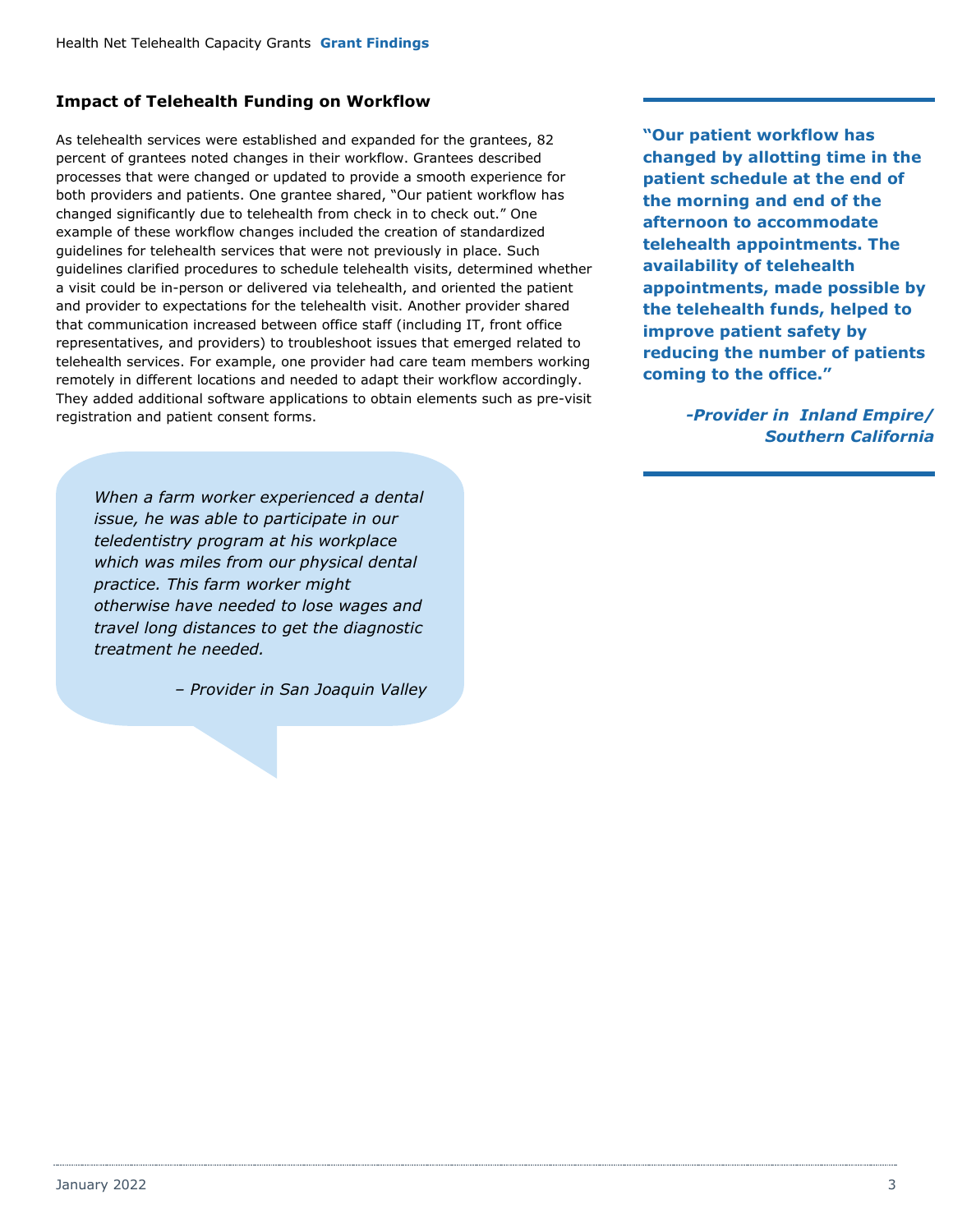### Impact of Telehealth Funding on Workflow

As telehealth services were established and expanded for the grantees, 82 percent of grantees noted changes in their workflow. Grantees described processes that were changed or updated to provide a smooth experience for both providers and patients. One grantee shared, "Our patient workflow has changed significantly due to telehealth from check in to check out." One example of these workflow changes included the creation of standardized guidelines for telehealth services that were not previously in place. Such guidelines clarified procedures to schedule telehealth visits, determined whether a visit could be in-person or delivered via telehealth, and oriented the patient and provider to expectations for the telehealth visit. Another provider shared that communication increased between office staff (including IT, front office representatives, and providers) to troubleshoot issues that emerged related to telehealth services. For example, one provider had care team members working remotely in different locations and needed to adapt their workflow accordingly. They added additional software applications to obtain elements such as pre-visit registration and patient consent forms.

> *When a farm worker experienced a dental issue, he was able to participate in our teledentistry program at his workplace which was miles from our physical dental practice. This farm worker might otherwise have needed to lose wages and travel long distances to get the diagnostic treatment he needed.*
>
> *– Provider in San Joaquin Valley*

> **"Our patient workflow has changed by allotting time in the patient schedule at the end of the morning and end of the afternoon to accommodate telehealth appointments. The availability of telehealth appointments, made possible by the telehealth funds, helped to improve patient safety by reducing the number of patients coming to the office."**
>
> ***-Provider in Inland Empire/ Southern California***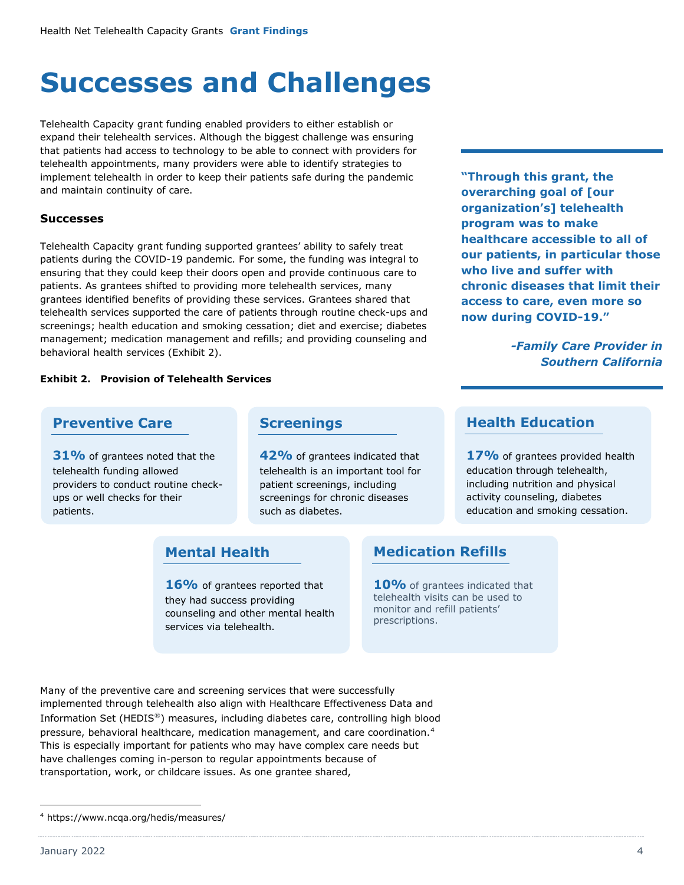# Successes and Challenges

Telehealth Capacity grant funding enabled providers to either establish or expand their telehealth services. Although the biggest challenge was ensuring that patients had access to technology to be able to connect with providers for telehealth appointments, many providers were able to identify strategies to implement telehealth in order to keep their patients safe during the pandemic and maintain continuity of care.

> **"Through this grant, the overarching goal of [our organization's] telehealth program was to make healthcare accessible to all of our patients, in particular those who live and suffer with chronic diseases that limit their access to care, even more so now during COVID-19."**
>
> ***-Family Care Provider in Southern California***

### Successes

Telehealth Capacity grant funding supported grantees' ability to safely treat patients during the COVID-19 pandemic. For some, the funding was integral to ensuring that they could keep their doors open and provide continuous care to patients. As grantees shifted to providing more telehealth services, many grantees identified benefits of providing these services. Grantees shared that telehealth services supported the care of patients through routine check-ups and screenings; health education and smoking cessation; diet and exercise; diabetes management; medication management and refills; and providing counseling and behavioral health services (Exhibit 2).

**Exhibit 2. Provision of Telehealth Services**

**Preventive Care**

**31%** of grantees noted that the telehealth funding allowed providers to conduct routine check-ups or well checks for their patients.

**Screenings**

**42%** of grantees indicated that telehealth is an important tool for patient screenings, including screenings for chronic diseases such as diabetes.

**Health Education**

**17%** of grantees provided health education through telehealth, including nutrition and physical activity counseling, diabetes education and smoking cessation.

**Mental Health**

**16%** of grantees reported that they had success providing counseling and other mental health services via telehealth.

**Medication Refills**

**10%** of grantees indicated that telehealth visits can be used to monitor and refill patients' prescriptions.

Many of the preventive care and screening services that were successfully implemented through telehealth also align with Healthcare Effectiveness Data and Information Set (HEDIS®) measures, including diabetes care, controlling high blood pressure, behavioral healthcare, medication management, and care coordination.[4] This is especially important for patients who may have complex care needs but have challenges coming in-person to regular appointments because of transportation, work, or childcare issues. As one grantee shared,

[4] https://www.ncqa.org/hedis/measures/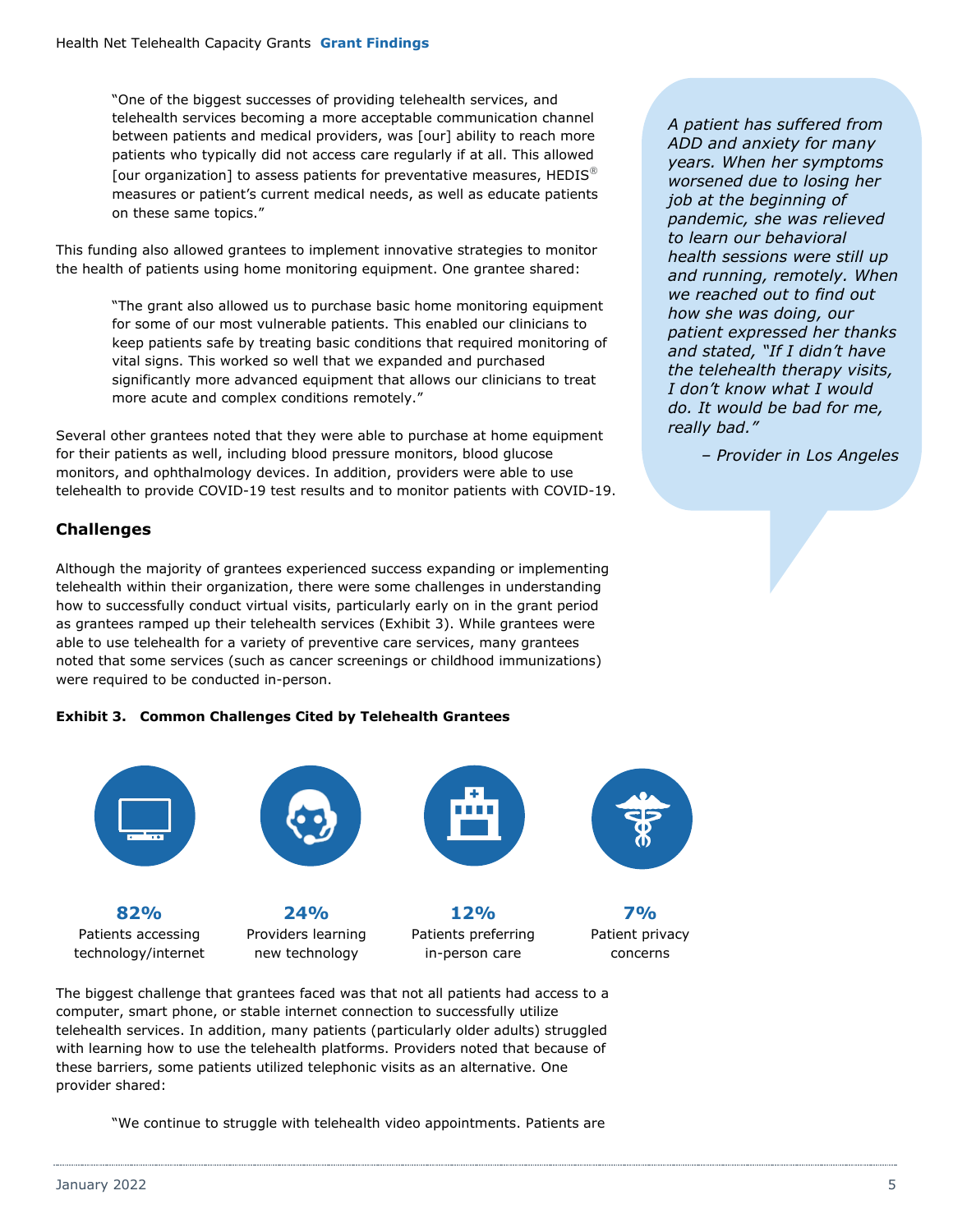"One of the biggest successes of providing telehealth services, and telehealth services becoming a more acceptable communication channel between patients and medical providers, was [our] ability to reach more patients who typically did not access care regularly if at all. This allowed [our organization] to assess patients for preventative measures, HEDIS® measures or patient's current medical needs, as well as educate patients on these same topics."

This funding also allowed grantees to implement innovative strategies to monitor the health of patients using home monitoring equipment. One grantee shared:

"The grant also allowed us to purchase basic home monitoring equipment for some of our most vulnerable patients. This enabled our clinicians to keep patients safe by treating basic conditions that required monitoring of vital signs. This worked so well that we expanded and purchased significantly more advanced equipment that allows our clinicians to treat more acute and complex conditions remotely."

Several other grantees noted that they were able to purchase at home equipment for their patients as well, including blood pressure monitors, blood glucose monitors, and ophthalmology devices. In addition, providers were able to use telehealth to provide COVID-19 test results and to monitor patients with COVID-19.

*A patient has suffered from ADD and anxiety for many years. When her symptoms worsened due to losing her job at the beginning of pandemic, she was relieved to learn our behavioral health sessions were still up and running, remotely. When we reached out to find out how she was doing, our patient expressed her thanks and stated, "If I didn't have the telehealth therapy visits, I don't know what I would do. It would be bad for me, really bad."*

*– Provider in Los Angeles*

## Challenges

Although the majority of grantees experienced success expanding or implementing telehealth within their organization, there were some challenges in understanding how to successfully conduct virtual visits, particularly early on in the grant period as grantees ramped up their telehealth services (Exhibit 3). While grantees were able to use telehealth for a variety of preventive care services, many grantees noted that some services (such as cancer screenings or childhood immunizations) were required to be conducted in-person.

**Exhibit 3. Common Challenges Cited by Telehealth Grantees**

| Percentage | Challenge |
|---|---|
| **82%** | Patients accessing technology/internet |
| **24%** | Providers learning new technology |
| **12%** | Patients preferring in-person care |
| **7%** | Patient privacy concerns |

The biggest challenge that grantees faced was that not all patients had access to a computer, smart phone, or stable internet connection to successfully utilize telehealth services. In addition, many patients (particularly older adults) struggled with learning how to use the telehealth platforms. Providers noted that because of these barriers, some patients utilized telephonic visits as an alternative. One provider shared:

"We continue to struggle with telehealth video appointments. Patients are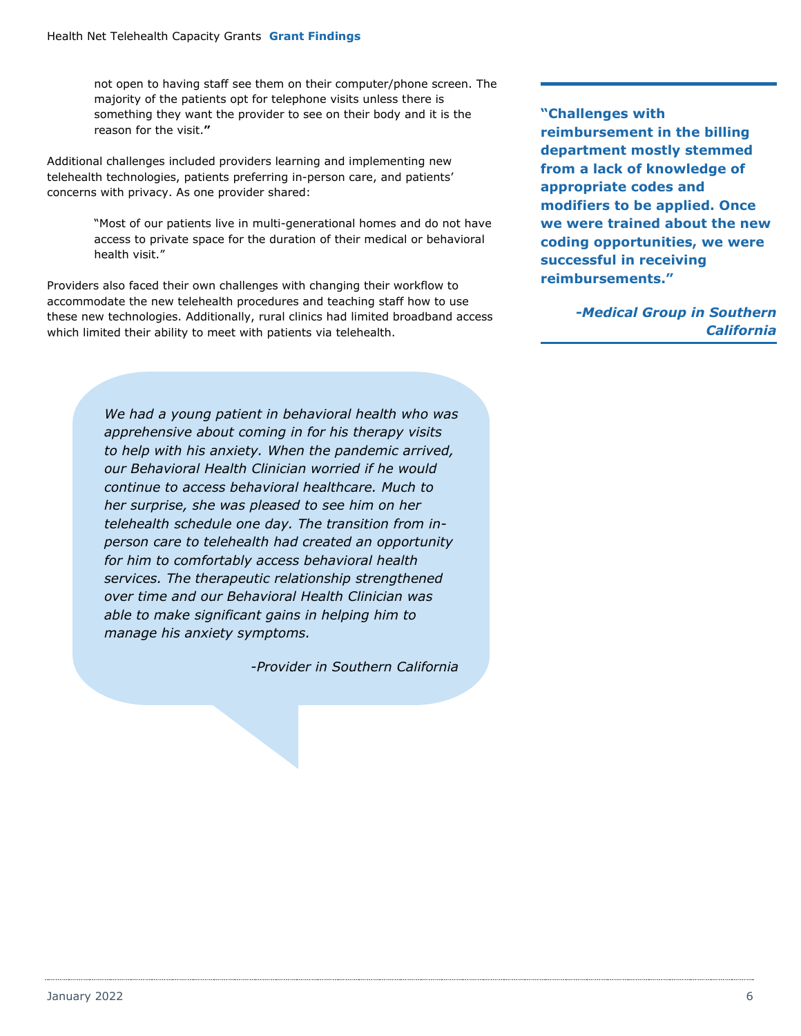> not open to having staff see them on their computer/phone screen. The majority of the patients opt for telephone visits unless there is something they want the provider to see on their body and it is the reason for the visit.**"**

Additional challenges included providers learning and implementing new telehealth technologies, patients preferring in-person care, and patients' concerns with privacy. As one provider shared:

> "Most of our patients live in multi-generational homes and do not have access to private space for the duration of their medical or behavioral health visit."

Providers also faced their own challenges with changing their workflow to accommodate the new telehealth procedures and teaching staff how to use these new technologies. Additionally, rural clinics had limited broadband access which limited their ability to meet with patients via telehealth.

> *We had a young patient in behavioral health who was apprehensive about coming in for his therapy visits to help with his anxiety. When the pandemic arrived, our Behavioral Health Clinician worried if he would continue to access behavioral healthcare. Much to her surprise, she was pleased to see him on her telehealth schedule one day. The transition from in-person care to telehealth had created an opportunity for him to comfortably access behavioral health services. The therapeutic relationship strengthened over time and our Behavioral Health Clinician was able to make significant gains in helping him to manage his anxiety symptoms.*
>
> *-Provider in Southern California*

> **"Challenges with reimbursement in the billing department mostly stemmed from a lack of knowledge of appropriate codes and modifiers to be applied. Once we were trained about the new coding opportunities, we were successful in receiving reimbursements."**
>
> ***-Medical Group in Southern California***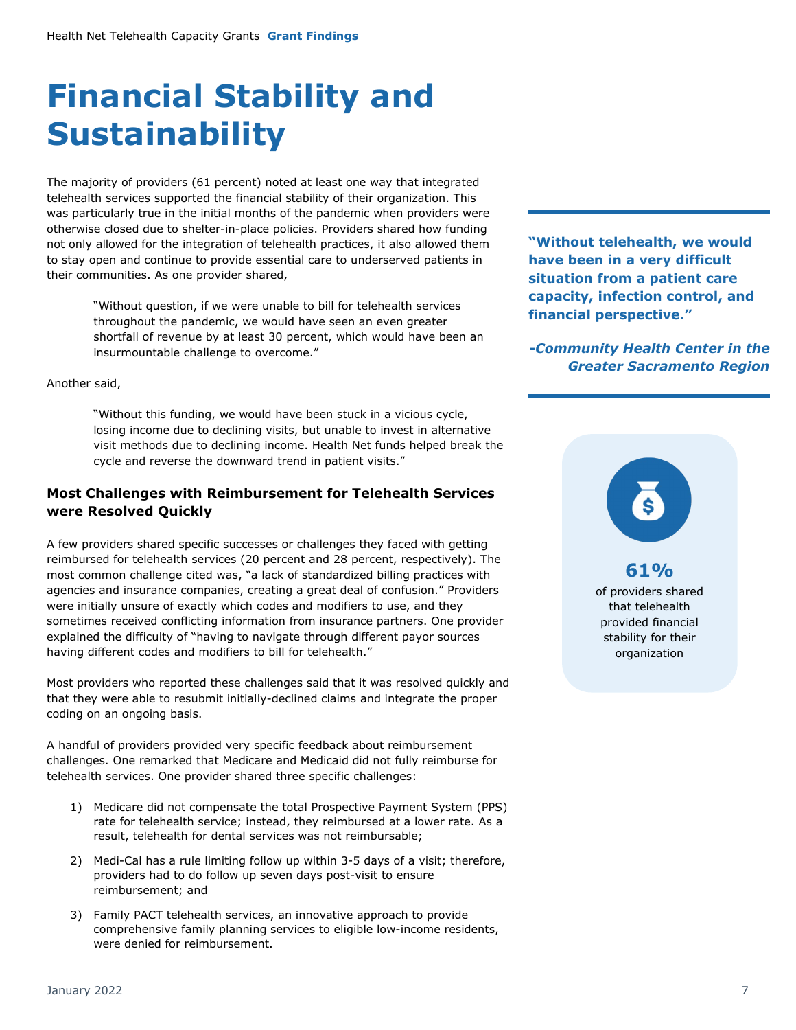# Financial Stability and Sustainability

The majority of providers (61 percent) noted at least one way that integrated telehealth services supported the financial stability of their organization. This was particularly true in the initial months of the pandemic when providers were otherwise closed due to shelter-in-place policies. Providers shared how funding not only allowed for the integration of telehealth practices, it also allowed them to stay open and continue to provide essential care to underserved patients in their communities. As one provider shared,

> "Without question, if we were unable to bill for telehealth services throughout the pandemic, we would have seen an even greater shortfall of revenue by at least 30 percent, which would have been an insurmountable challenge to overcome."

Another said,

> "Without this funding, we would have been stuck in a vicious cycle, losing income due to declining visits, but unable to invest in alternative visit methods due to declining income. Health Net funds helped break the cycle and reverse the downward trend in patient visits."

**"Without telehealth, we would have been in a very difficult situation from a patient care capacity, infection control, and financial perspective."**

***-Community Health Center in the Greater Sacramento Region***

**61%**
of providers shared that telehealth provided financial stability for their organization

### Most Challenges with Reimbursement for Telehealth Services were Resolved Quickly

A few providers shared specific successes or challenges they faced with getting reimbursed for telehealth services (20 percent and 28 percent, respectively). The most common challenge cited was, "a lack of standardized billing practices with agencies and insurance companies, creating a great deal of confusion." Providers were initially unsure of exactly which codes and modifiers to use, and they sometimes received conflicting information from insurance partners. One provider explained the difficulty of "having to navigate through different payor sources having different codes and modifiers to bill for telehealth."

Most providers who reported these challenges said that it was resolved quickly and that they were able to resubmit initially-declined claims and integrate the proper coding on an ongoing basis.

A handful of providers provided very specific feedback about reimbursement challenges. One remarked that Medicare and Medicaid did not fully reimburse for telehealth services. One provider shared three specific challenges:

1) Medicare did not compensate the total Prospective Payment System (PPS) rate for telehealth service; instead, they reimbursed at a lower rate. As a result, telehealth for dental services was not reimbursable;
2) Medi-Cal has a rule limiting follow up within 3-5 days of a visit; therefore, providers had to do follow up seven days post-visit to ensure reimbursement; and
3) Family PACT telehealth services, an innovative approach to provide comprehensive family planning services to eligible low-income residents, were denied for reimbursement.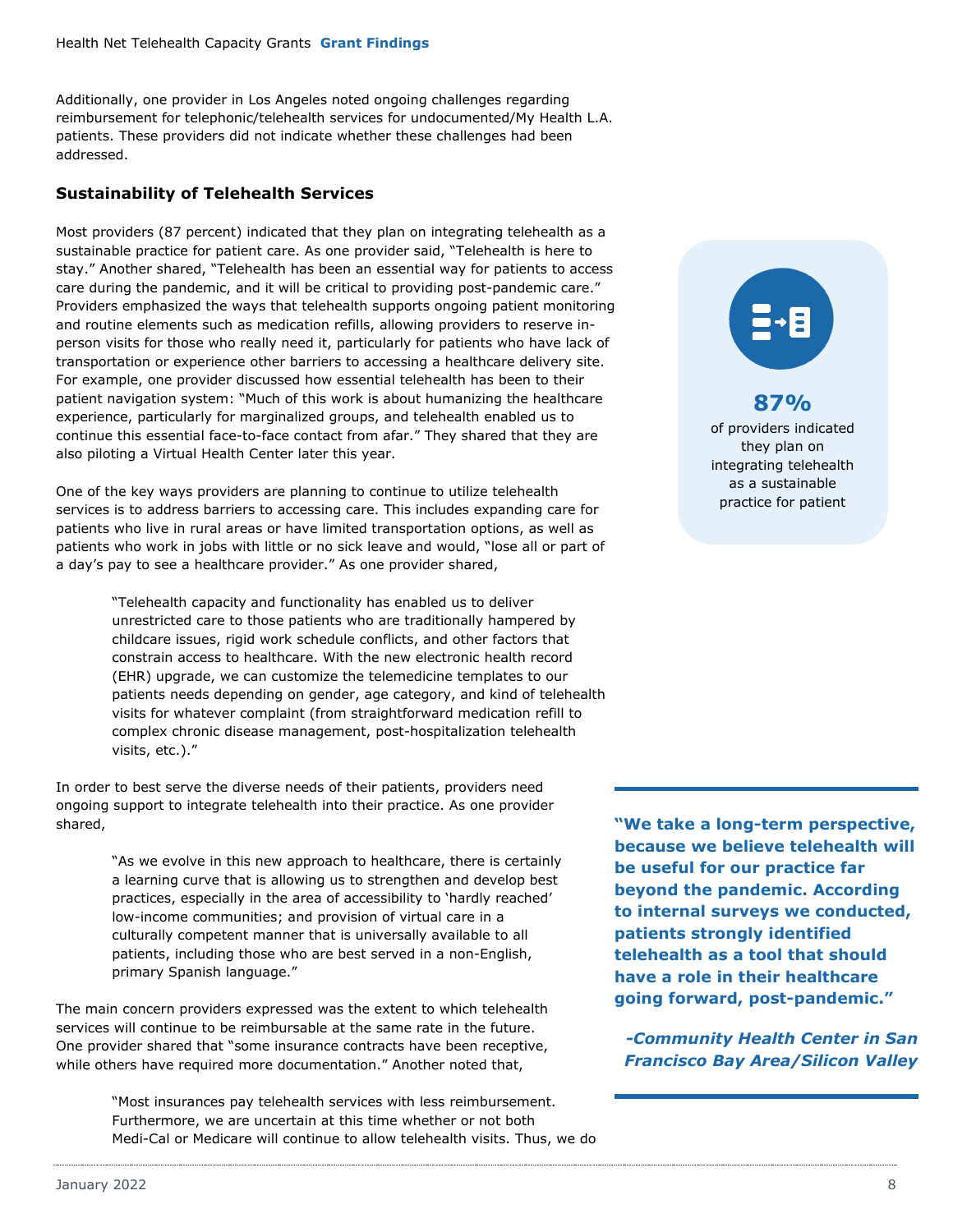Additionally, one provider in Los Angeles noted ongoing challenges regarding reimbursement for telephonic/telehealth services for undocumented/My Health L.A. patients. These providers did not indicate whether these challenges had been addressed.

## Sustainability of Telehealth Services

Most providers (87 percent) indicated that they plan on integrating telehealth as a sustainable practice for patient care. As one provider said, "Telehealth is here to stay." Another shared, "Telehealth has been an essential way for patients to access care during the pandemic, and it will be critical to providing post-pandemic care." Providers emphasized the ways that telehealth supports ongoing patient monitoring and routine elements such as medication refills, allowing providers to reserve in-person visits for those who really need it, particularly for patients who have lack of transportation or experience other barriers to accessing a healthcare delivery site. For example, one provider discussed how essential telehealth has been to their patient navigation system: "Much of this work is about humanizing the healthcare experience, particularly for marginalized groups, and telehealth enabled us to continue this essential face-to-face contact from afar." They shared that they are also piloting a Virtual Health Center later this year.

**87%**
of providers indicated they plan on integrating telehealth as a sustainable practice for patient

One of the key ways providers are planning to continue to utilize telehealth services is to address barriers to accessing care. This includes expanding care for patients who live in rural areas or have limited transportation options, as well as patients who work in jobs with little or no sick leave and would, "lose all or part of a day's pay to see a healthcare provider." As one provider shared,

> "Telehealth capacity and functionality has enabled us to deliver unrestricted care to those patients who are traditionally hampered by childcare issues, rigid work schedule conflicts, and other factors that constrain access to healthcare. With the new electronic health record (EHR) upgrade, we can customize the telemedicine templates to our patients needs depending on gender, age category, and kind of telehealth visits for whatever complaint (from straightforward medication refill to complex chronic disease management, post-hospitalization telehealth visits, etc.)."

In order to best serve the diverse needs of their patients, providers need ongoing support to integrate telehealth into their practice. As one provider shared,

> "As we evolve in this new approach to healthcare, there is certainly a learning curve that is allowing us to strengthen and develop best practices, especially in the area of accessibility to 'hardly reached' low-income communities; and provision of virtual care in a culturally competent manner that is universally available to all patients, including those who are best served in a non-English, primary Spanish language."

**"We take a long-term perspective, because we believe telehealth will be useful for our practice far beyond the pandemic. According to internal surveys we conducted, patients strongly identified telehealth as a tool that should have a role in their healthcare going forward, post-pandemic."**

***-Community Health Center in San Francisco Bay Area/Silicon Valley***

The main concern providers expressed was the extent to which telehealth services will continue to be reimbursable at the same rate in the future. One provider shared that "some insurance contracts have been receptive, while others have required more documentation." Another noted that,

> "Most insurances pay telehealth services with less reimbursement. Furthermore, we are uncertain at this time whether or not both Medi-Cal or Medicare will continue to allow telehealth visits. Thus, we do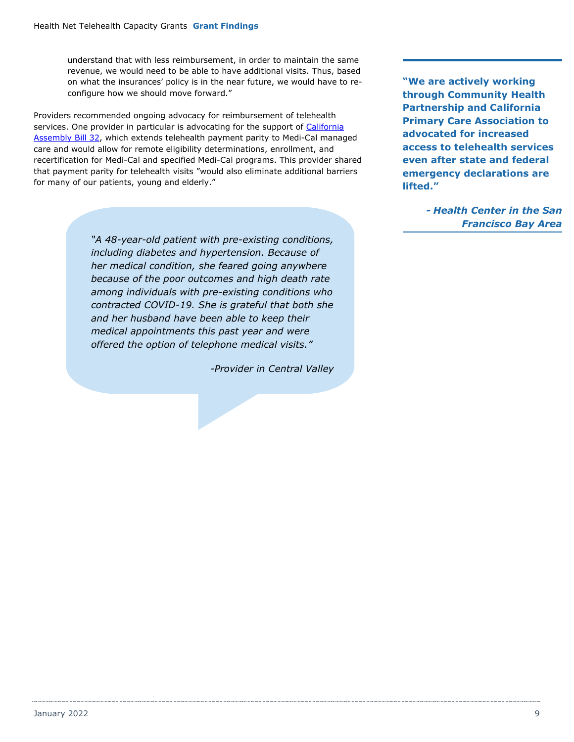> understand that with less reimbursement, in order to maintain the same revenue, we would need to be able to have additional visits. Thus, based on what the insurances' policy is in the near future, we would have to re-configure how we should move forward."

Providers recommended ongoing advocacy for reimbursement of telehealth services. One provider in particular is advocating for the support of [California Assembly Bill 32](), which extends telehealth payment parity to Medi-Cal managed care and would allow for remote eligibility determinations, enrollment, and recertification for Medi-Cal and specified Medi-Cal programs. This provider shared that payment parity for telehealth visits "would also eliminate additional barriers for many of our patients, young and elderly."

> *"A 48-year-old patient with pre-existing conditions, including diabetes and hypertension. Because of her medical condition, she feared going anywhere because of the poor outcomes and high death rate among individuals with pre-existing conditions who contracted COVID-19. She is grateful that both she and her husband have been able to keep their medical appointments this past year and were offered the option of telephone medical visits."*
>
> *-Provider in Central Valley*

> **"We are actively working through Community Health Partnership and California Primary Care Association to advocated for increased access to telehealth services even after state and federal emergency declarations are lifted."**
>
> ***- Health Center in the San Francisco Bay Area***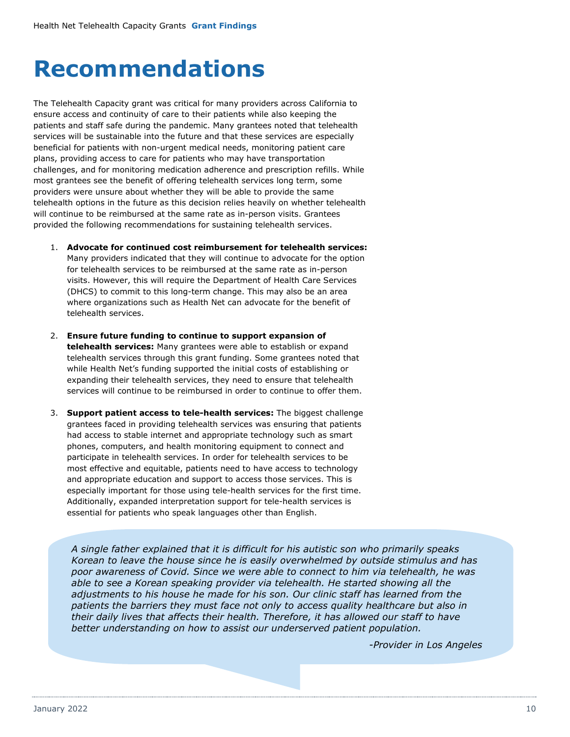# Recommendations

The Telehealth Capacity grant was critical for many providers across California to ensure access and continuity of care to their patients while also keeping the patients and staff safe during the pandemic. Many grantees noted that telehealth services will be sustainable into the future and that these services are especially beneficial for patients with non-urgent medical needs, monitoring patient care plans, providing access to care for patients who may have transportation challenges, and for monitoring medication adherence and prescription refills. While most grantees see the benefit of offering telehealth services long term, some providers were unsure about whether they will be able to provide the same telehealth options in the future as this decision relies heavily on whether telehealth will continue to be reimbursed at the same rate as in-person visits. Grantees provided the following recommendations for sustaining telehealth services.

1. **Advocate for continued cost reimbursement for telehealth services:** Many providers indicated that they will continue to advocate for the option for telehealth services to be reimbursed at the same rate as in-person visits. However, this will require the Department of Health Care Services (DHCS) to commit to this long-term change. This may also be an area where organizations such as Health Net can advocate for the benefit of telehealth services.

2. **Ensure future funding to continue to support expansion of telehealth services:** Many grantees were able to establish or expand telehealth services through this grant funding. Some grantees noted that while Health Net's funding supported the initial costs of establishing or expanding their telehealth services, they need to ensure that telehealth services will continue to be reimbursed in order to continue to offer them.

3. **Support patient access to tele-health services:** The biggest challenge grantees faced in providing telehealth services was ensuring that patients had access to stable internet and appropriate technology such as smart phones, computers, and health monitoring equipment to connect and participate in telehealth services. In order for telehealth services to be most effective and equitable, patients need to have access to technology and appropriate education and support to access those services. This is especially important for those using tele-health services for the first time. Additionally, expanded interpretation support for tele-health services is essential for patients who speak languages other than English.

> *A single father explained that it is difficult for his autistic son who primarily speaks Korean to leave the house since he is easily overwhelmed by outside stimulus and has poor awareness of Covid. Since we were able to connect to him via telehealth, he was able to see a Korean speaking provider via telehealth. He started showing all the adjustments to his house he made for his son. Our clinic staff has learned from the patients the barriers they must face not only to access quality healthcare but also in their daily lives that affects their health. Therefore, it has allowed our staff to have better understanding on how to assist our underserved patient population.*
>
> *-Provider in Los Angeles*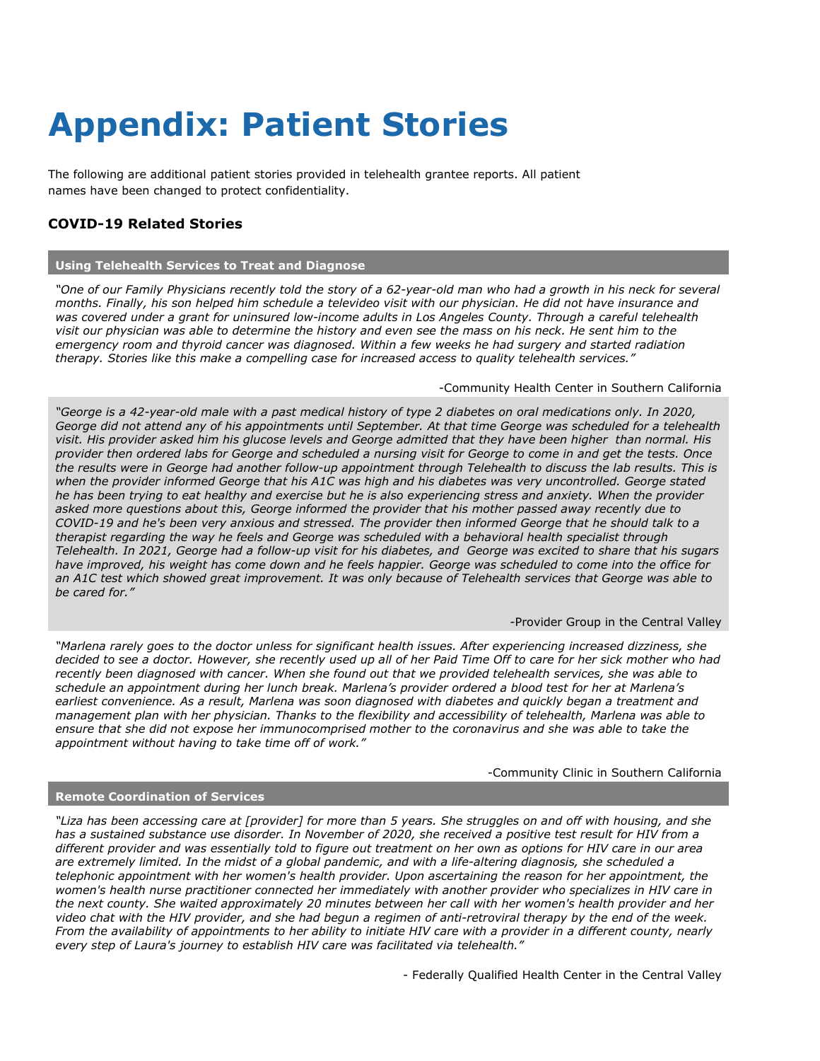# Appendix: Patient Stories

The following are additional patient stories provided in telehealth grantee reports. All patient names have been changed to protect confidentiality.

## COVID-19 Related Stories

### Using Telehealth Services to Treat and Diagnose

*"One of our Family Physicians recently told the story of a 62-year-old man who had a growth in his neck for several months. Finally, his son helped him schedule a televideo visit with our physician. He did not have insurance and was covered under a grant for uninsured low-income adults in Los Angeles County. Through a careful telehealth visit our physician was able to determine the history and even see the mass on his neck. He sent him to the emergency room and thyroid cancer was diagnosed. Within a few weeks he had surgery and started radiation therapy. Stories like this make a compelling case for increased access to quality telehealth services."*

-Community Health Center in Southern California

*"George is a 42-year-old male with a past medical history of type 2 diabetes on oral medications only. In 2020, George did not attend any of his appointments until September. At that time George was scheduled for a telehealth visit. His provider asked him his glucose levels and George admitted that they have been higher than normal. His provider then ordered labs for George and scheduled a nursing visit for George to come in and get the tests. Once the results were in George had another follow-up appointment through Telehealth to discuss the lab results. This is when the provider informed George that his A1C was high and his diabetes was very uncontrolled. George stated he has been trying to eat healthy and exercise but he is also experiencing stress and anxiety. When the provider asked more questions about this, George informed the provider that his mother passed away recently due to COVID-19 and he's been very anxious and stressed. The provider then informed George that he should talk to a therapist regarding the way he feels and George was scheduled with a behavioral health specialist through Telehealth. In 2021, George had a follow-up visit for his diabetes, and George was excited to share that his sugars have improved, his weight has come down and he feels happier. George was scheduled to come into the office for an A1C test which showed great improvement. It was only because of Telehealth services that George was able to be cared for."*

-Provider Group in the Central Valley

*"Marlena rarely goes to the doctor unless for significant health issues. After experiencing increased dizziness, she decided to see a doctor. However, she recently used up all of her Paid Time Off to care for her sick mother who had recently been diagnosed with cancer. When she found out that we provided telehealth services, she was able to schedule an appointment during her lunch break. Marlena's provider ordered a blood test for her at Marlena's earliest convenience. As a result, Marlena was soon diagnosed with diabetes and quickly began a treatment and management plan with her physician. Thanks to the flexibility and accessibility of telehealth, Marlena was able to ensure that she did not expose her immunocomprised mother to the coronavirus and she was able to take the appointment without having to take time off of work."*

-Community Clinic in Southern California

### Remote Coordination of Services

*"Liza has been accessing care at [provider] for more than 5 years. She struggles on and off with housing, and she has a sustained substance use disorder. In November of 2020, she received a positive test result for HIV from a different provider and was essentially told to figure out treatment on her own as options for HIV care in our area are extremely limited. In the midst of a global pandemic, and with a life-altering diagnosis, she scheduled a telephonic appointment with her women's health provider. Upon ascertaining the reason for her appointment, the women's health nurse practitioner connected her immediately with another provider who specializes in HIV care in the next county. She waited approximately 20 minutes between her call with her women's health provider and her video chat with the HIV provider, and she had begun a regimen of anti-retroviral therapy by the end of the week. From the availability of appointments to her ability to initiate HIV care with a provider in a different county, nearly every step of Laura's journey to establish HIV care was facilitated via telehealth."*

- Federally Qualified Health Center in the Central Valley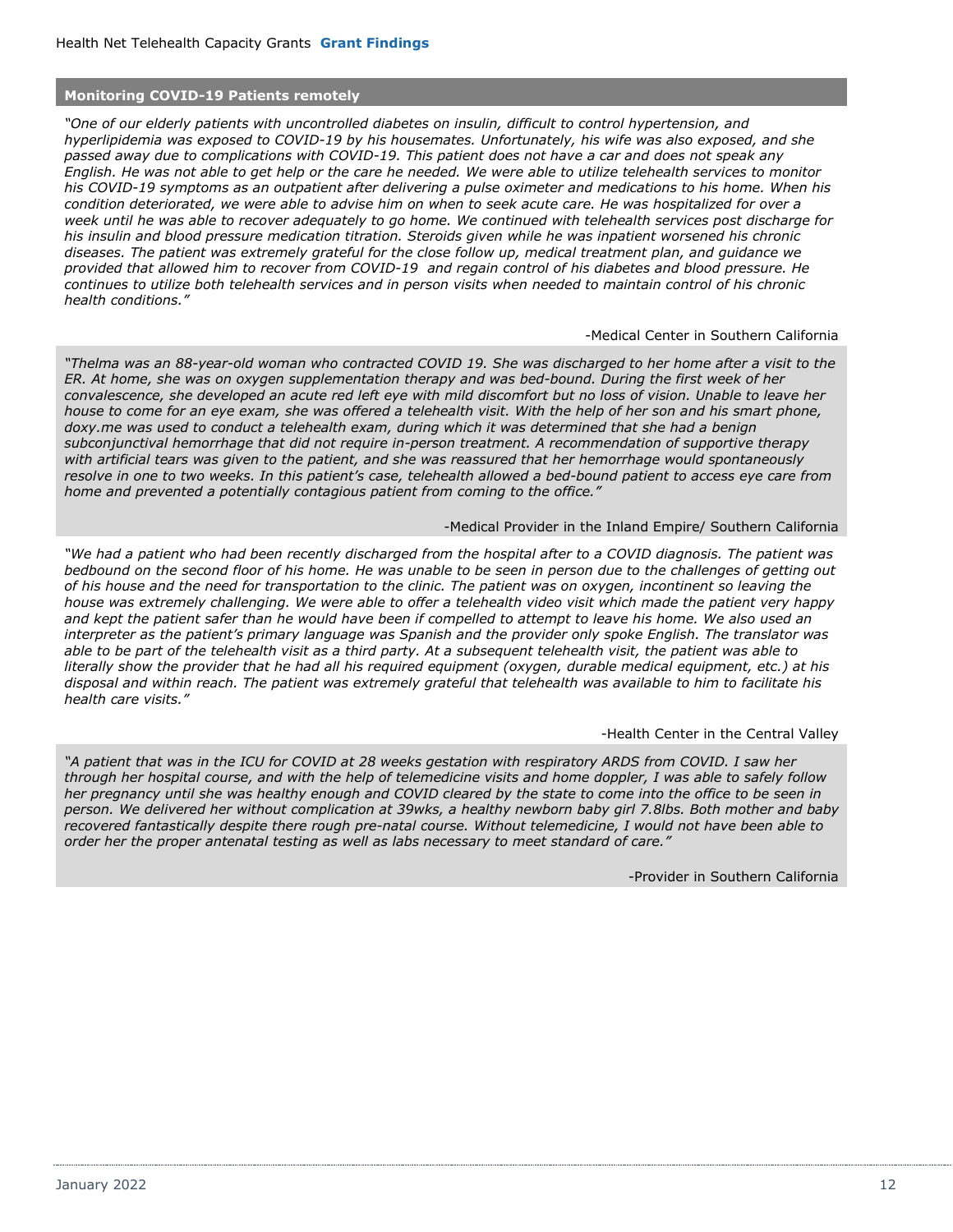## Monitoring COVID-19 Patients remotely

*"One of our elderly patients with uncontrolled diabetes on insulin, difficult to control hypertension, and hyperlipidemia was exposed to COVID-19 by his housemates. Unfortunately, his wife was also exposed, and she passed away due to complications with COVID-19. This patient does not have a car and does not speak any English. He was not able to get help or the care he needed. We were able to utilize telehealth services to monitor his COVID-19 symptoms as an outpatient after delivering a pulse oximeter and medications to his home. When his condition deteriorated, we were able to advise him on when to seek acute care. He was hospitalized for over a week until he was able to recover adequately to go home. We continued with telehealth services post discharge for his insulin and blood pressure medication titration. Steroids given while he was inpatient worsened his chronic diseases. The patient was extremely grateful for the close follow up, medical treatment plan, and guidance we provided that allowed him to recover from COVID-19 and regain control of his diabetes and blood pressure. He continues to utilize both telehealth services and in person visits when needed to maintain control of his chronic health conditions."*

-Medical Center in Southern California

*"Thelma was an 88-year-old woman who contracted COVID 19. She was discharged to her home after a visit to the ER. At home, she was on oxygen supplementation therapy and was bed-bound. During the first week of her convalescence, she developed an acute red left eye with mild discomfort but no loss of vision. Unable to leave her house to come for an eye exam, she was offered a telehealth visit. With the help of her son and his smart phone, doxy.me was used to conduct a telehealth exam, during which it was determined that she had a benign subconjunctival hemorrhage that did not require in-person treatment. A recommendation of supportive therapy with artificial tears was given to the patient, and she was reassured that her hemorrhage would spontaneously resolve in one to two weeks. In this patient's case, telehealth allowed a bed-bound patient to access eye care from home and prevented a potentially contagious patient from coming to the office."*

-Medical Provider in the Inland Empire/ Southern California

*"We had a patient who had been recently discharged from the hospital after to a COVID diagnosis. The patient was bedbound on the second floor of his home. He was unable to be seen in person due to the challenges of getting out of his house and the need for transportation to the clinic. The patient was on oxygen, incontinent so leaving the house was extremely challenging. We were able to offer a telehealth video visit which made the patient very happy and kept the patient safer than he would have been if compelled to attempt to leave his home. We also used an interpreter as the patient's primary language was Spanish and the provider only spoke English. The translator was able to be part of the telehealth visit as a third party. At a subsequent telehealth visit, the patient was able to literally show the provider that he had all his required equipment (oxygen, durable medical equipment, etc.) at his disposal and within reach. The patient was extremely grateful that telehealth was available to him to facilitate his health care visits."*

-Health Center in the Central Valley

*"A patient that was in the ICU for COVID at 28 weeks gestation with respiratory ARDS from COVID. I saw her through her hospital course, and with the help of telemedicine visits and home doppler, I was able to safely follow her pregnancy until she was healthy enough and COVID cleared by the state to come into the office to be seen in person. We delivered her without complication at 39wks, a healthy newborn baby girl 7.8lbs. Both mother and baby recovered fantastically despite there rough pre-natal course. Without telemedicine, I would not have been able to order her the proper antenatal testing as well as labs necessary to meet standard of care."*

-Provider in Southern California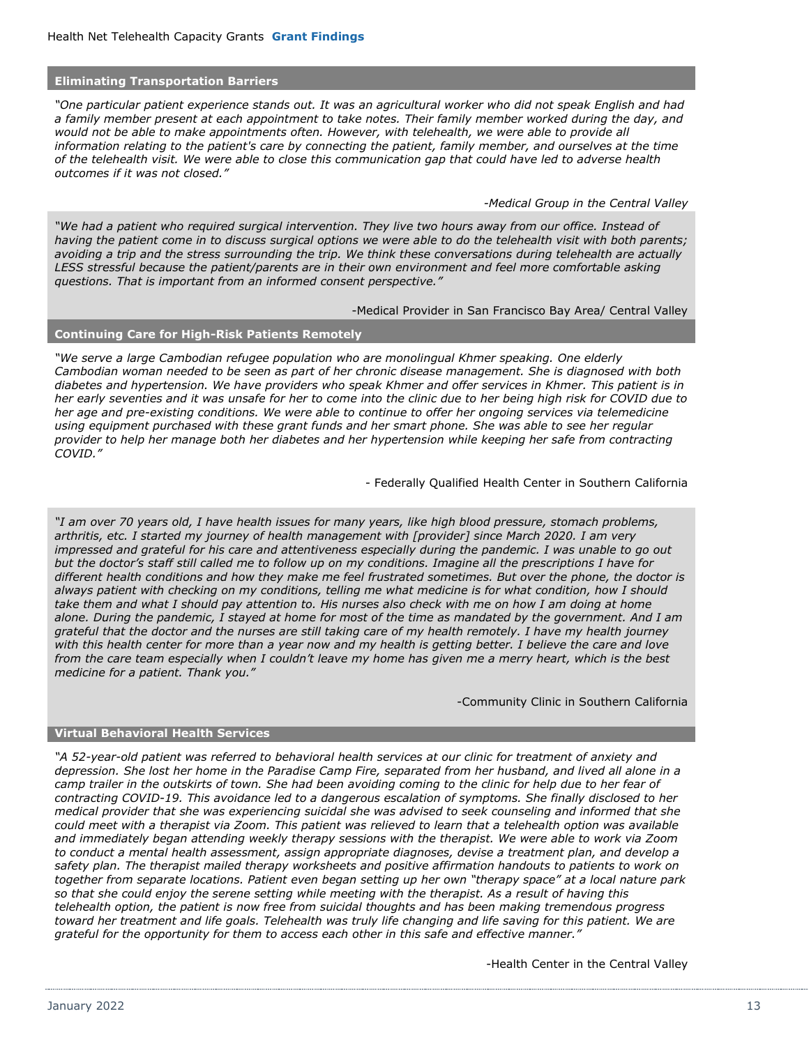## Eliminating Transportation Barriers

*"One particular patient experience stands out. It was an agricultural worker who did not speak English and had a family member present at each appointment to take notes. Their family member worked during the day, and would not be able to make appointments often. However, with telehealth, we were able to provide all information relating to the patient's care by connecting the patient, family member, and ourselves at the time of the telehealth visit. We were able to close this communication gap that could have led to adverse health outcomes if it was not closed."*

*-Medical Group in the Central Valley*

*"We had a patient who required surgical intervention. They live two hours away from our office. Instead of having the patient come in to discuss surgical options we were able to do the telehealth visit with both parents; avoiding a trip and the stress surrounding the trip. We think these conversations during telehealth are actually LESS stressful because the patient/parents are in their own environment and feel more comfortable asking questions. That is important from an informed consent perspective."*

-Medical Provider in San Francisco Bay Area/ Central Valley

## Continuing Care for High-Risk Patients Remotely

*"We serve a large Cambodian refugee population who are monolingual Khmer speaking. One elderly Cambodian woman needed to be seen as part of her chronic disease management. She is diagnosed with both diabetes and hypertension. We have providers who speak Khmer and offer services in Khmer. This patient is in her early seventies and it was unsafe for her to come into the clinic due to her being high risk for COVID due to her age and pre-existing conditions. We were able to continue to offer her ongoing services via telemedicine using equipment purchased with these grant funds and her smart phone. She was able to see her regular provider to help her manage both her diabetes and her hypertension while keeping her safe from contracting COVID."*

- Federally Qualified Health Center in Southern California

*"I am over 70 years old, I have health issues for many years, like high blood pressure, stomach problems, arthritis, etc. I started my journey of health management with [provider] since March 2020. I am very impressed and grateful for his care and attentiveness especially during the pandemic. I was unable to go out but the doctor's staff still called me to follow up on my conditions. Imagine all the prescriptions I have for different health conditions and how they make me feel frustrated sometimes. But over the phone, the doctor is always patient with checking on my conditions, telling me what medicine is for what condition, how I should take them and what I should pay attention to. His nurses also check with me on how I am doing at home alone. During the pandemic, I stayed at home for most of the time as mandated by the government. And I am grateful that the doctor and the nurses are still taking care of my health remotely. I have my health journey with this health center for more than a year now and my health is getting better. I believe the care and love from the care team especially when I couldn't leave my home has given me a merry heart, which is the best medicine for a patient. Thank you."*

-Community Clinic in Southern California

## Virtual Behavioral Health Services

*"A 52-year-old patient was referred to behavioral health services at our clinic for treatment of anxiety and depression. She lost her home in the Paradise Camp Fire, separated from her husband, and lived all alone in a camp trailer in the outskirts of town. She had been avoiding coming to the clinic for help due to her fear of contracting COVID-19. This avoidance led to a dangerous escalation of symptoms. She finally disclosed to her medical provider that she was experiencing suicidal she was advised to seek counseling and informed that she could meet with a therapist via Zoom. This patient was relieved to learn that a telehealth option was available and immediately began attending weekly therapy sessions with the therapist. We were able to work via Zoom to conduct a mental health assessment, assign appropriate diagnoses, devise a treatment plan, and develop a safety plan. The therapist mailed therapy worksheets and positive affirmation handouts to patients to work on together from separate locations. Patient even began setting up her own "therapy space" at a local nature park so that she could enjoy the serene setting while meeting with the therapist. As a result of having this telehealth option, the patient is now free from suicidal thoughts and has been making tremendous progress toward her treatment and life goals. Telehealth was truly life changing and life saving for this patient. We are grateful for the opportunity for them to access each other in this safe and effective manner."*

-Health Center in the Central Valley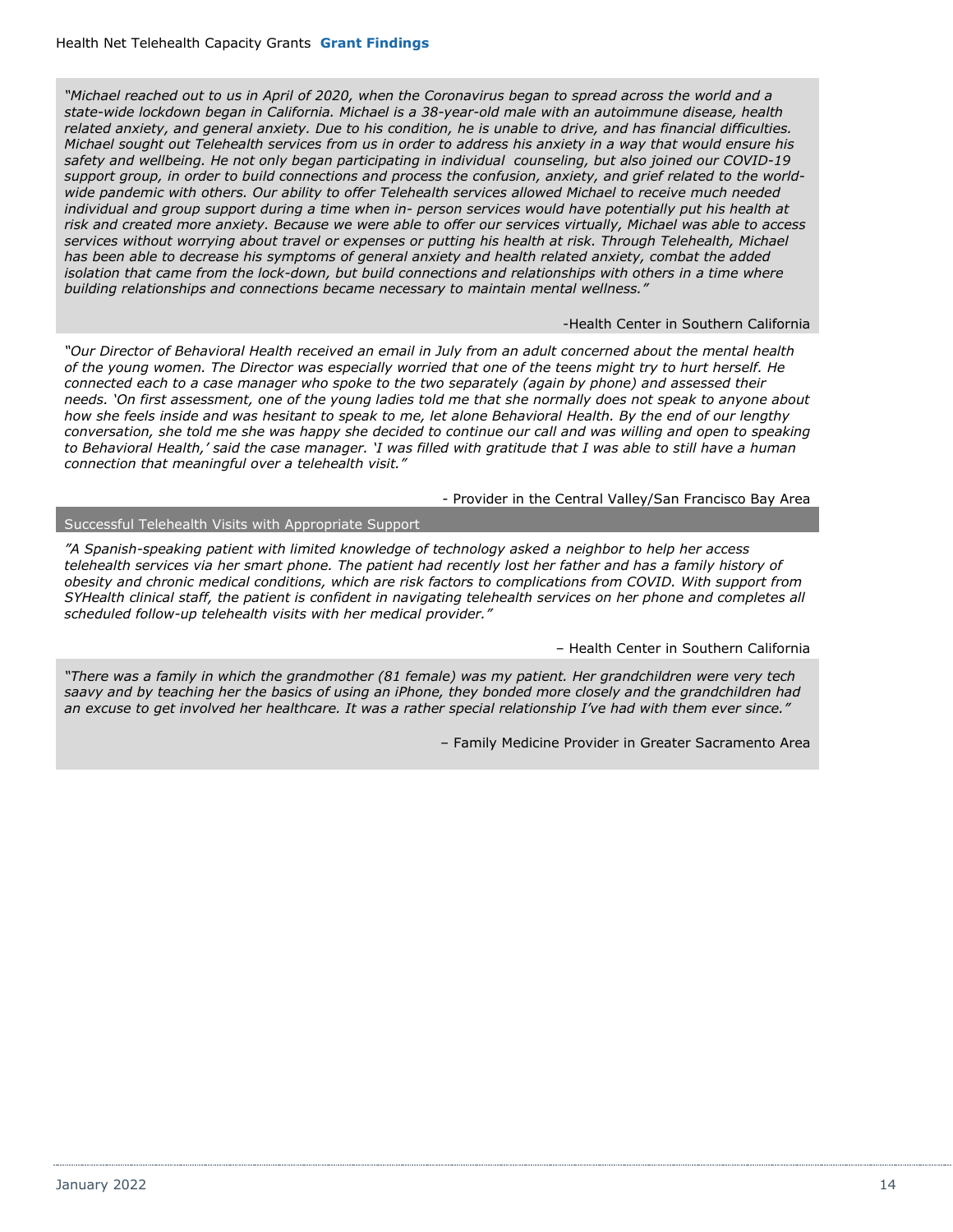*"Michael reached out to us in April of 2020, when the Coronavirus began to spread across the world and a state-wide lockdown began in California. Michael is a 38-year-old male with an autoimmune disease, health related anxiety, and general anxiety. Due to his condition, he is unable to drive, and has financial difficulties. Michael sought out Telehealth services from us in order to address his anxiety in a way that would ensure his safety and wellbeing. He not only began participating in individual counseling, but also joined our COVID-19 support group, in order to build connections and process the confusion, anxiety, and grief related to the world-wide pandemic with others. Our ability to offer Telehealth services allowed Michael to receive much needed individual and group support during a time when in- person services would have potentially put his health at risk and created more anxiety. Because we were able to offer our services virtually, Michael was able to access services without worrying about travel or expenses or putting his health at risk. Through Telehealth, Michael has been able to decrease his symptoms of general anxiety and health related anxiety, combat the added isolation that came from the lock-down, but build connections and relationships with others in a time where building relationships and connections became necessary to maintain mental wellness."*

-Health Center in Southern California

*"Our Director of Behavioral Health received an email in July from an adult concerned about the mental health of the young women. The Director was especially worried that one of the teens might try to hurt herself. He connected each to a case manager who spoke to the two separately (again by phone) and assessed their needs. 'On first assessment, one of the young ladies told me that she normally does not speak to anyone about how she feels inside and was hesitant to speak to me, let alone Behavioral Health. By the end of our lengthy conversation, she told me she was happy she decided to continue our call and was willing and open to speaking to Behavioral Health,' said the case manager. 'I was filled with gratitude that I was able to still have a human connection that meaningful over a telehealth visit."*

- Provider in the Central Valley/San Francisco Bay Area

### Successful Telehealth Visits with Appropriate Support

*"A Spanish-speaking patient with limited knowledge of technology asked a neighbor to help her access telehealth services via her smart phone. The patient had recently lost her father and has a family history of obesity and chronic medical conditions, which are risk factors to complications from COVID. With support from SYHealth clinical staff, the patient is confident in navigating telehealth services on her phone and completes all scheduled follow-up telehealth visits with her medical provider."*

– Health Center in Southern California

*"There was a family in which the grandmother (81 female) was my patient. Her grandchildren were very tech savvy and by teaching her the basics of using an iPhone, they bonded more closely and the grandchildren had an excuse to get involved her healthcare. It was a rather special relationship I've had with them ever since."*

– Family Medicine Provider in Greater Sacramento Area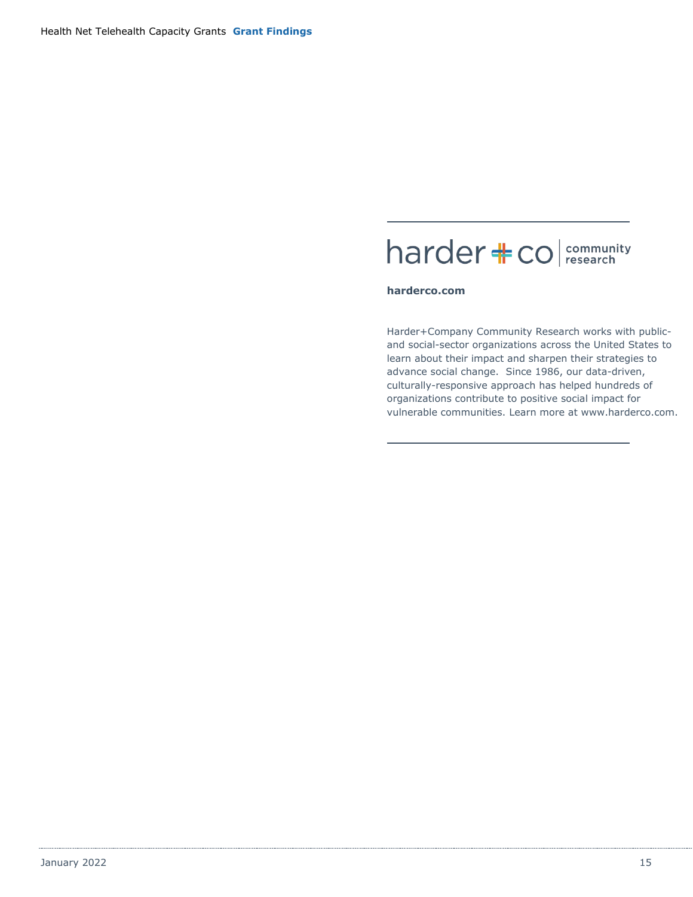harder+co | community research

**harderco.com**

Harder+Company Community Research works with public- and social-sector organizations across the United States to learn about their impact and sharpen their strategies to advance social change. Since 1986, our data-driven, culturally-responsive approach has helped hundreds of organizations contribute to positive social impact for vulnerable communities. Learn more at www.harderco.com.